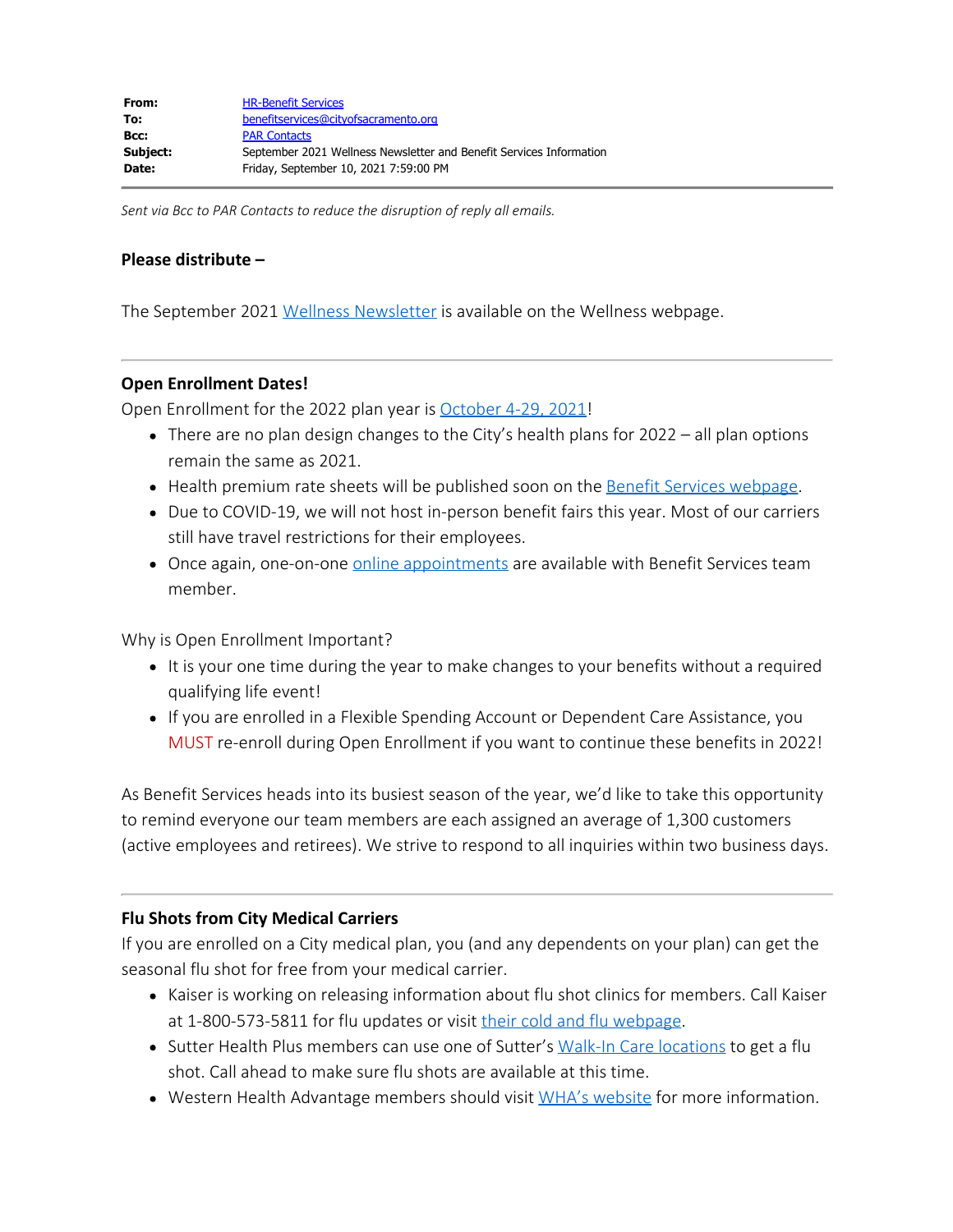| | |
|---|---|
| **From:** | HR-Benefit Services |
| **To:** | benefitservices@cityofsacramento.org |
| **Bcc:** | PAR Contacts |
| **Subject:** | September 2021 Wellness Newsletter and Benefit Services Information |
| **Date:** | Friday, September 10, 2021 7:59:00 PM |

*Sent via Bcc to PAR Contacts to reduce the disruption of reply all emails.*

**Please distribute –**

The September 2021 Wellness Newsletter is available on the Wellness webpage.

---

**Open Enrollment Dates!**

Open Enrollment for the 2022 plan year is October 4-29, 2021!

- There are no plan design changes to the City's health plans for 2022 – all plan options remain the same as 2021.
- Health premium rate sheets will be published soon on the Benefit Services webpage.
- Due to COVID-19, we will not host in-person benefit fairs this year. Most of our carriers still have travel restrictions for their employees.
- Once again, one-on-one online appointments are available with Benefit Services team member.

Why is Open Enrollment Important?

- It is your one time during the year to make changes to your benefits without a required qualifying life event!
- If you are enrolled in a Flexible Spending Account or Dependent Care Assistance, you MUST re-enroll during Open Enrollment if you want to continue these benefits in 2022!

As Benefit Services heads into its busiest season of the year, we'd like to take this opportunity to remind everyone our team members are each assigned an average of 1,300 customers (active employees and retirees). We strive to respond to all inquiries within two business days.

---

**Flu Shots from City Medical Carriers**

If you are enrolled on a City medical plan, you (and any dependents on your plan) can get the seasonal flu shot for free from your medical carrier.

- Kaiser is working on releasing information about flu shot clinics for members. Call Kaiser at 1-800-573-5811 for flu updates or visit their cold and flu webpage.
- Sutter Health Plus members can use one of Sutter's Walk-In Care locations to get a flu shot. Call ahead to make sure flu shots are available at this time.
- Western Health Advantage members should visit WHA's website for more information.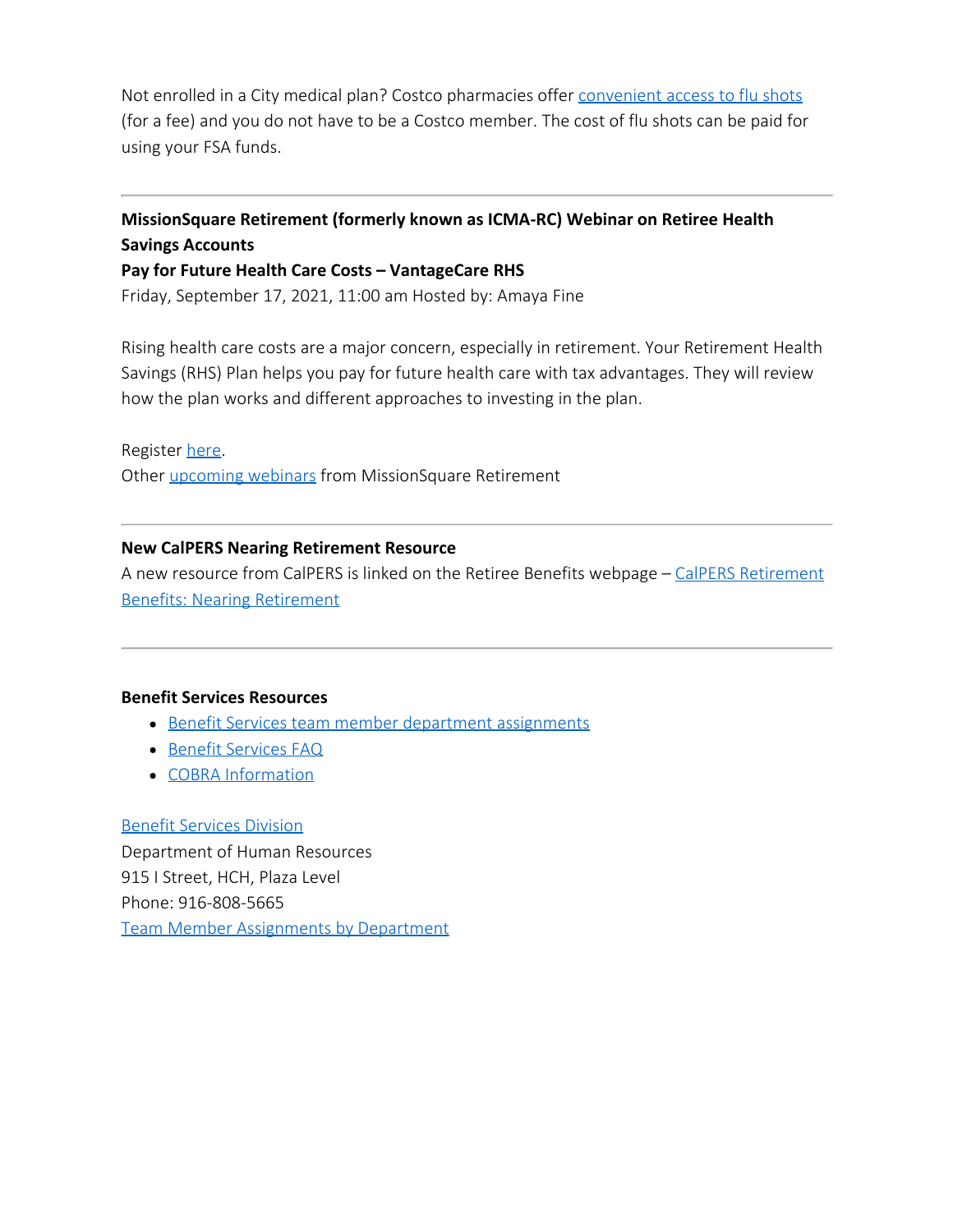Not enrolled in a City medical plan? Costco pharmacies offer convenient access to flu shots (for a fee) and you do not have to be a Costco member. The cost of flu shots can be paid for using your FSA funds.

---

**MissionSquare Retirement (formerly known as ICMA-RC) Webinar on Retiree Health Savings Accounts**
**Pay for Future Health Care Costs – VantageCare RHS**
Friday, September 17, 2021, 11:00 am Hosted by: Amaya Fine

Rising health care costs are a major concern, especially in retirement. Your Retirement Health Savings (RHS) Plan helps you pay for future health care with tax advantages. They will review how the plan works and different approaches to investing in the plan.

Register here.
Other upcoming webinars from MissionSquare Retirement

---

**New CalPERS Nearing Retirement Resource**
A new resource from CalPERS is linked on the Retiree Benefits webpage – CalPERS Retirement Benefits: Nearing Retirement

---

**Benefit Services Resources**

- Benefit Services team member department assignments
- Benefit Services FAQ
- COBRA Information

Benefit Services Division
Department of Human Resources
915 I Street, HCH, Plaza Level
Phone: 916-808-5665
Team Member Assignments by Department